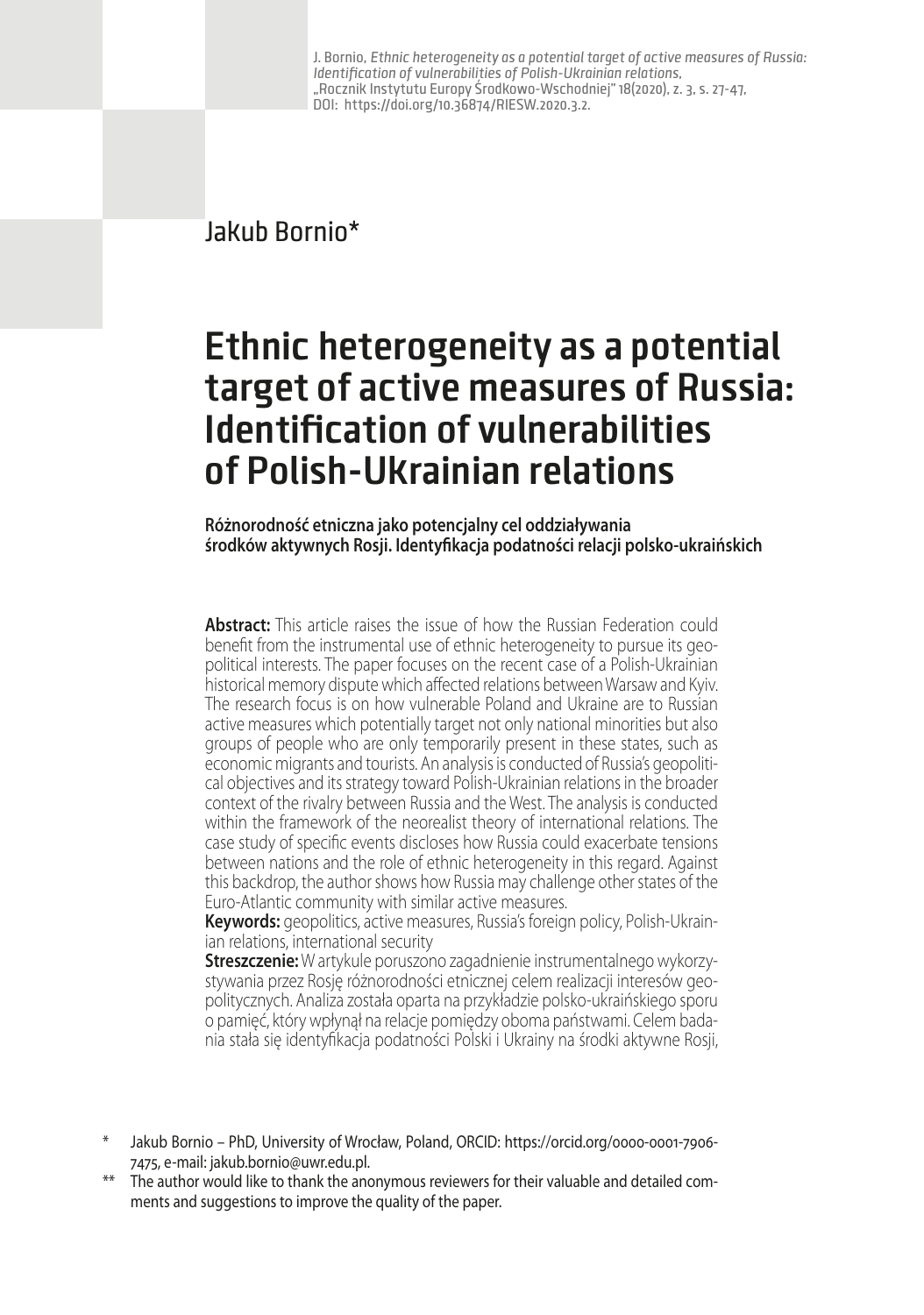J. Bornio, *Ethnic heterogeneity as a potential target of active measures of Russia: Identification of vulnerabilities of Polish-Ukrainian relations*, „Rocznik Instytutu Europy Środkowo-Wschodniej" 18(2020), z. 3, s. 27-47, DOI: https://doi.org/10.36874/RIESW.2020.3.2.

Jakub Bornio*

# Ethnic heterogeneity as a potential target of active measures of Russia: Identification of vulnerabilities of Polish-Ukrainian relations

**Różnorodność etniczna jako potencjalny cel oddziaływania środków aktywnych Rosji. Identyfikacja podatności relacji polsko-ukraińskich**

**Abstract:** This article raises the issue of how the Russian Federation could benefit from the instrumental use of ethnic heterogeneity to pursue its geopolitical interests. The paper focuses on the recent case of a Polish-Ukrainian historical memory dispute which affected relations between Warsaw and Kyiv. The research focus is on how vulnerable Poland and Ukraine are to Russian active measures which potentially target not only national minorities but also groups of people who are only temporarily present in these states, such as economic migrants and tourists. An analysis is conducted of Russia's geopolitical objectives and its strategy toward Polish-Ukrainian relations in the broader context of the rivalry between Russia and the West. The analysis is conducted within the framework of the neorealist theory of international relations. The case study of specific events discloses how Russia could exacerbate tensions between nations and the role of ethnic heterogeneity in this regard. Against this backdrop, the author shows how Russia may challenge other states of the Euro-Atlantic community with similar active measures.

**Keywords:** geopolitics, active measures, Russia's foreign policy, Polish-Ukrainian relations, international security

**Streszczenie:** W artykule poruszono zagadnienie instrumentalnego wykorzystywania przez Rosję różnorodności etnicznej celem realizacji interesów geopolitycznych. Analiza została oparta na przykładzie polsko-ukraińskiego sporu o pamięć, który wpłynął na relacje pomiędzy oboma państwami. Celem badania stała się identyfikacja podatności Polski i Ukrainy na środki aktywne Rosji,

\* Jakub Bornio – PhD, University of Wrocław, Poland, ORCID: https://orcid.org/0000-0001-7906-7475, e-mail: jakub.bornio@uwr.edu.pl.

\*\* The author would like to thank the anonymous reviewers for their valuable and detailed comments and suggestions to improve the quality of the paper.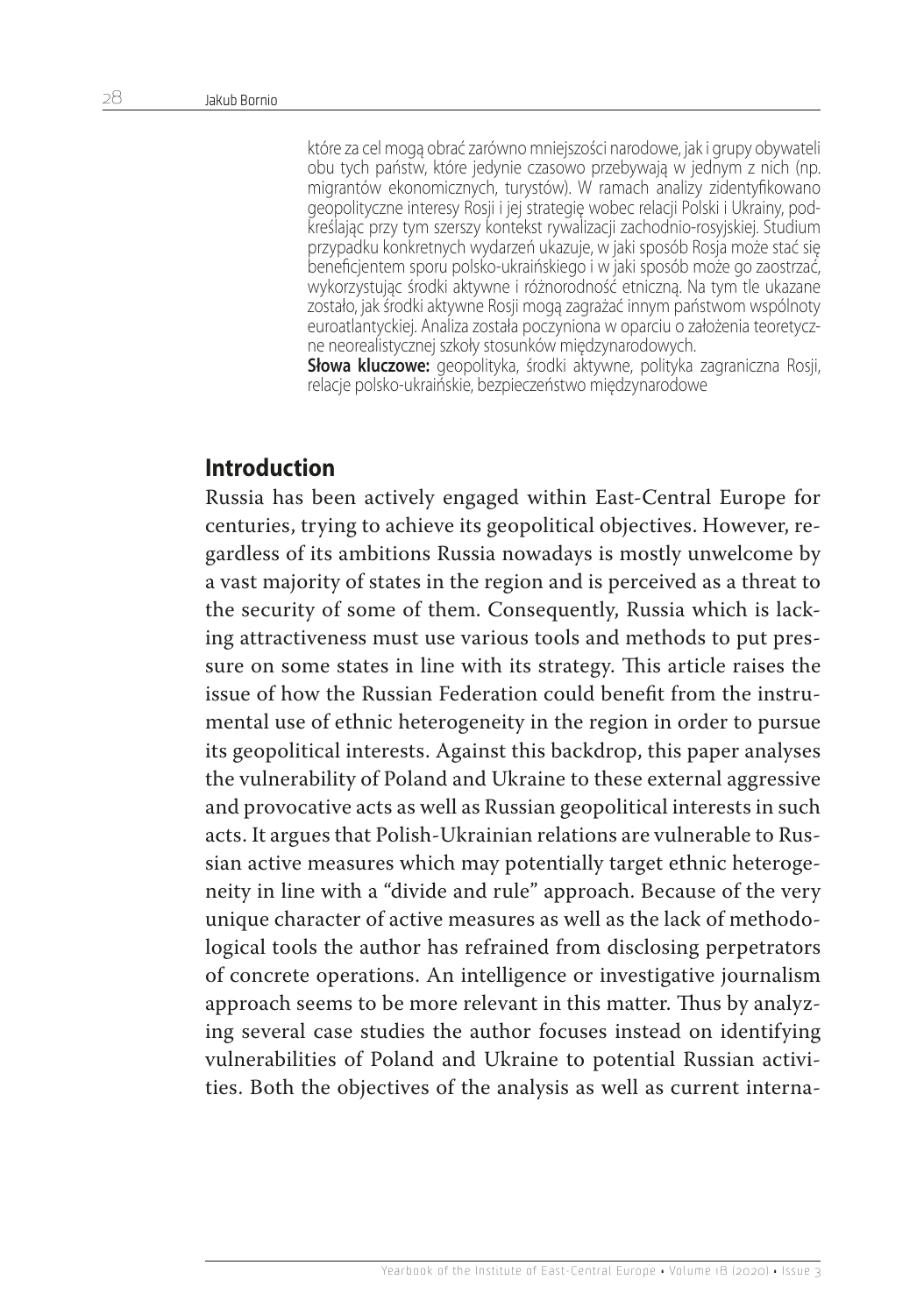które za cel mogą obrać zarówno mniejszości narodowe, jak i grupy obywateli obu tych państw, które jedynie czasowo przebywają w jednym z nich (np. migrantów ekonomicznych, turystów). W ramach analizy zidentyfikowano geopolityczne interesy Rosji i jej strategię wobec relacji Polski i Ukrainy, podkreślając przy tym szerszy kontekst rywalizacji zachodnio-rosyjskiej. Studium przypadku konkretnych wydarzeń ukazuje, w jaki sposób Rosja może stać się beneficjentem sporu polsko-ukraińskiego i w jaki sposób może go zaostrzać, wykorzystując środki aktywne i różnorodność etniczną. Na tym tle ukazane zostało, jak środki aktywne Rosji mogą zagrażać innym państwom wspólnoty euroatlantyckiej. Analiza została poczyniona w oparciu o założenia teoretyczne neorealistycznej szkoły stosunków międzynarodowych.

**Słowa kluczowe:** geopolityka, środki aktywne, polityka zagraniczna Rosji, relacje polsko-ukraińskie, bezpieczeństwo międzynarodowe

## Introduction

Russia has been actively engaged within East-Central Europe for centuries, trying to achieve its geopolitical objectives. However, regardless of its ambitions Russia nowadays is mostly unwelcome by a vast majority of states in the region and is perceived as a threat to the security of some of them. Consequently, Russia which is lacking attractiveness must use various tools and methods to put pressure on some states in line with its strategy. This article raises the issue of how the Russian Federation could benefit from the instrumental use of ethnic heterogeneity in the region in order to pursue its geopolitical interests. Against this backdrop, this paper analyses the vulnerability of Poland and Ukraine to these external aggressive and provocative acts as well as Russian geopolitical interests in such acts. It argues that Polish-Ukrainian relations are vulnerable to Russian active measures which may potentially target ethnic heterogeneity in line with a "divide and rule" approach. Because of the very unique character of active measures as well as the lack of methodological tools the author has refrained from disclosing perpetrators of concrete operations. An intelligence or investigative journalism approach seems to be more relevant in this matter. Thus by analyzing several case studies the author focuses instead on identifying vulnerabilities of Poland and Ukraine to potential Russian activities. Both the objectives of the analysis as well as current interna-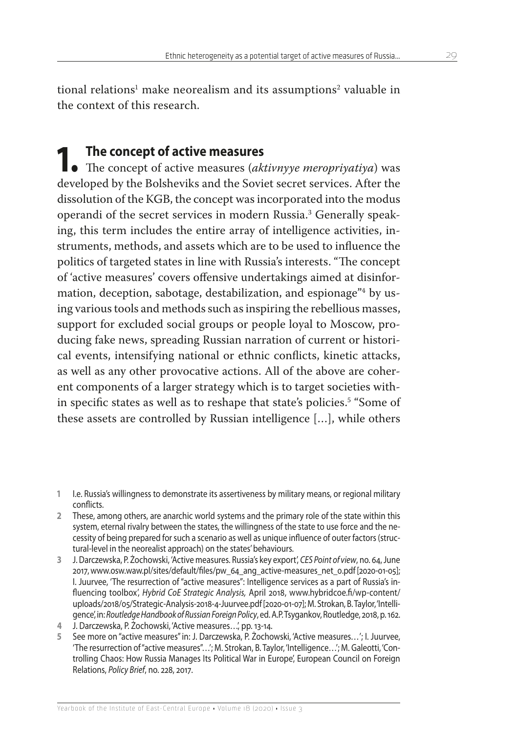tional relations[1] make neorealism and its assumptions[2] valuable in the context of this research.

## 1. The concept of active measures

The concept of active measures (*aktivnyye meropriyatiya*) was developed by the Bolsheviks and the Soviet secret services. After the dissolution of the KGB, the concept was incorporated into the modus operandi of the secret services in modern Russia.[3] Generally speaking, this term includes the entire array of intelligence activities, instruments, methods, and assets which are to be used to influence the politics of targeted states in line with Russia's interests. "The concept of 'active measures' covers offensive undertakings aimed at disinformation, deception, sabotage, destabilization, and espionage"[4] by using various tools and methods such as inspiring the rebellious masses, support for excluded social groups or people loyal to Moscow, producing fake news, spreading Russian narration of current or historical events, intensifying national or ethnic conflicts, kinetic attacks, as well as any other provocative actions. All of the above are coherent components of a larger strategy which is to target societies within specific states as well as to reshape that state's policies.[5] "Some of these assets are controlled by Russian intelligence [...], while others

---

1 I.e. Russia's willingness to demonstrate its assertiveness by military means, or regional military conflicts.

2 These, among others, are anarchic world systems and the primary role of the state within this system, eternal rivalry between the states, the willingness of the state to use force and the necessity of being prepared for such a scenario as well as unique influence of outer factors (structural-level in the neorealist approach) on the states' behaviours.

3 J. Darczewska, P. Żochowski, 'Active measures. Russia's key export', *CES Point of view*, no. 64, June 2017, www.osw.waw.pl/sites/default/files/pw_64_ang_active-measures_net_0.pdf [2020-01-05]; I. Juurvee, 'The resurrection of "active measures": Intelligence services as a part of Russia's influencing toolbox', *Hybrid CoE Strategic Analysis,* April 2018, www.hybridcoe.fi/wp-content/uploads/2018/05/Strategic-Analysis-2018-4-Juurvee.pdf [2020-01-07]; M. Strokan, B. Taylor, 'Intelligence', in: *Routledge Handbook of Russian Foreign Policy*, ed. A.P. Tsygankov, Routledge, 2018, p. 162.

4 J. Darczewska, P. Żochowski, 'Active measures…', pp. 13-14.

5 See more on "active measures" in: J. Darczewska, P. Żochowski, 'Active measures…'; I. Juurvee, 'The resurrection of "active measures"…'; M. Strokan, B. Taylor, 'Intelligence…'; M. Galeotti, 'Controlling Chaos: How Russia Manages Its Political War in Europe', European Council on Foreign Relations, *Policy Brief*, no. 228, 2017.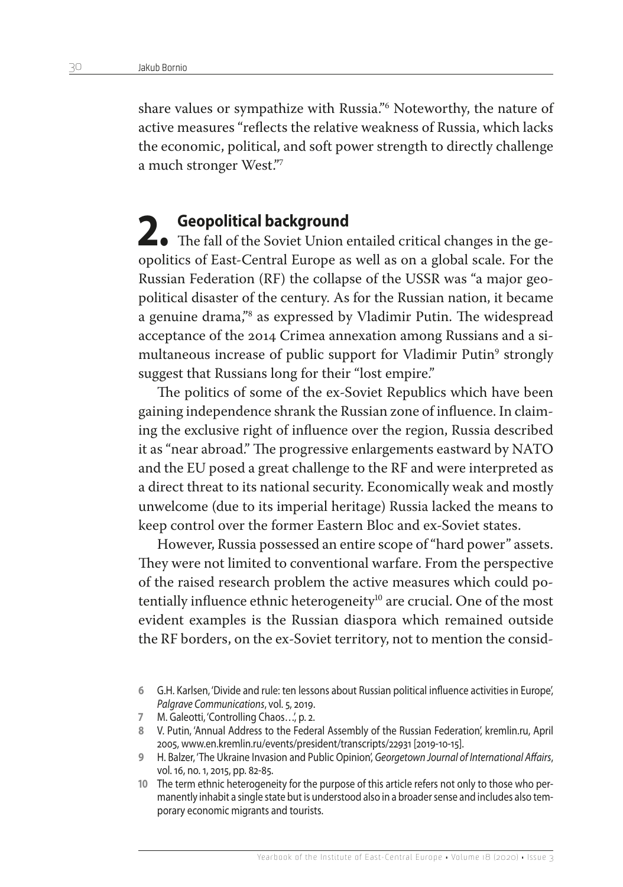share values or sympathize with Russia."[6] Noteworthy, the nature of active measures "reflects the relative weakness of Russia, which lacks the economic, political, and soft power strength to directly challenge a much stronger West."[7]

## 2. Geopolitical background

The fall of the Soviet Union entailed critical changes in the geopolitics of East-Central Europe as well as on a global scale. For the Russian Federation (RF) the collapse of the USSR was "a major geopolitical disaster of the century. As for the Russian nation, it became a genuine drama,"[8] as expressed by Vladimir Putin. The widespread acceptance of the 2014 Crimea annexation among Russians and a simultaneous increase of public support for Vladimir Putin[9] strongly suggest that Russians long for their "lost empire."

The politics of some of the ex-Soviet Republics which have been gaining independence shrank the Russian zone of influence. In claiming the exclusive right of influence over the region, Russia described it as "near abroad." The progressive enlargements eastward by NATO and the EU posed a great challenge to the RF and were interpreted as a direct threat to its national security. Economically weak and mostly unwelcome (due to its imperial heritage) Russia lacked the means to keep control over the former Eastern Bloc and ex-Soviet states.

However, Russia possessed an entire scope of "hard power" assets. They were not limited to conventional warfare. From the perspective of the raised research problem the active measures which could potentially influence ethnic heterogeneity[10] are crucial. One of the most evident examples is the Russian diaspora which remained outside the RF borders, on the ex-Soviet territory, not to mention the consid-

6 G.H. Karlsen, 'Divide and rule: ten lessons about Russian political influence activities in Europe', *Palgrave Communications*, vol. 5, 2019.

7 M. Galeotti, 'Controlling Chaos…', p. 2.

8 V. Putin, 'Annual Address to the Federal Assembly of the Russian Federation', kremlin.ru, April 2005, www.en.kremlin.ru/events/president/transcripts/22931 [2019-10-15].

9 H. Balzer, 'The Ukraine Invasion and Public Opinion', *Georgetown Journal of International Affairs*, vol. 16, no. 1, 2015, pp. 82-85.

10 The term ethnic heterogeneity for the purpose of this article refers not only to those who permanently inhabit a single state but is understood also in a broader sense and includes also temporary economic migrants and tourists.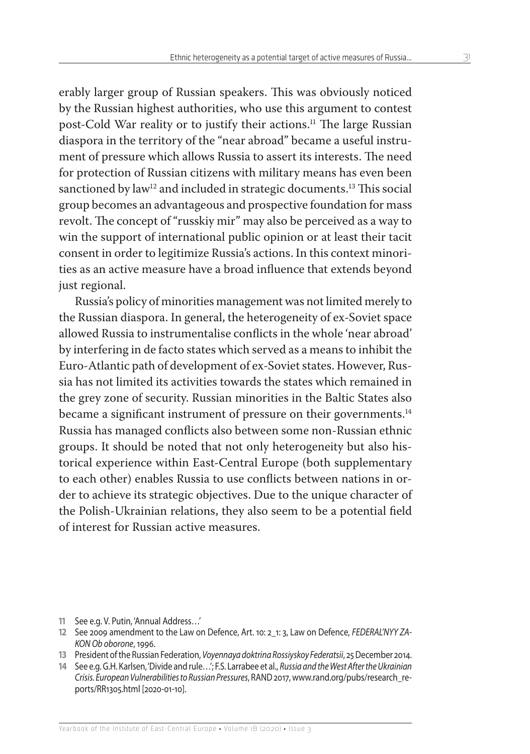erably larger group of Russian speakers. This was obviously noticed by the Russian highest authorities, who use this argument to contest post-Cold War reality or to justify their actions.[11] The large Russian diaspora in the territory of the "near abroad" became a useful instrument of pressure which allows Russia to assert its interests. The need for protection of Russian citizens with military means has even been sanctioned by law[12] and included in strategic documents.[13] This social group becomes an advantageous and prospective foundation for mass revolt. The concept of "russkiy mir" may also be perceived as a way to win the support of international public opinion or at least their tacit consent in order to legitimize Russia's actions. In this context minorities as an active measure have a broad influence that extends beyond just regional.

Russia's policy of minorities management was not limited merely to the Russian diaspora. In general, the heterogeneity of ex-Soviet space allowed Russia to instrumentalise conflicts in the whole 'near abroad' by interfering in de facto states which served as a means to inhibit the Euro-Atlantic path of development of ex-Soviet states. However, Russia has not limited its activities towards the states which remained in the grey zone of security. Russian minorities in the Baltic States also became a significant instrument of pressure on their governments.[14] Russia has managed conflicts also between some non-Russian ethnic groups. It should be noted that not only heterogeneity but also historical experience within East-Central Europe (both supplementary to each other) enables Russia to use conflicts between nations in order to achieve its strategic objectives. Due to the unique character of the Polish-Ukrainian relations, they also seem to be a potential field of interest for Russian active measures.

---

**11** See e.g. V. Putin, 'Annual Address…'

**12** See 2009 amendment to the Law on Defence, Art. 10: 2_1: 3, Law on Defence, *FEDERAL'NYY ZAKON Ob oborone*, 1996.

**13** President of the Russian Federation, *Voyennaya doktrina Rossiyskoy Federatsii*, 25 December 2014.

**14** See e.g. G.H. Karlsen, 'Divide and rule…'; F.S. Larrabee et al., *Russia and the West After the Ukrainian Crisis. European Vulnerabilities to Russian Pressures*, RAND 2017, www.rand.org/pubs/research_reports/RR1305.html [2020-01-10].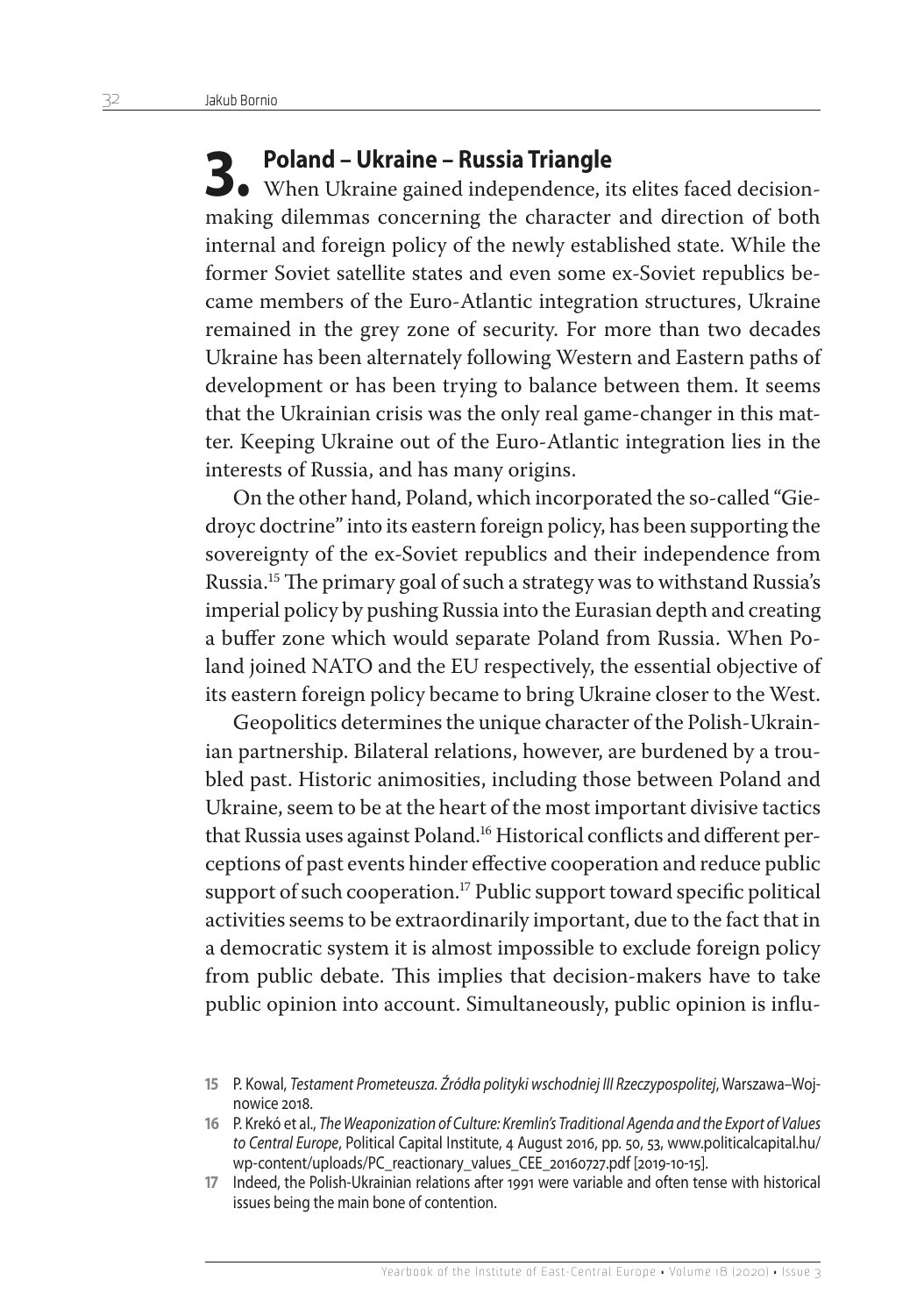## 3. Poland – Ukraine – Russia Triangle

When Ukraine gained independence, its elites faced decision-making dilemmas concerning the character and direction of both internal and foreign policy of the newly established state. While the former Soviet satellite states and even some ex-Soviet republics became members of the Euro-Atlantic integration structures, Ukraine remained in the grey zone of security. For more than two decades Ukraine has been alternately following Western and Eastern paths of development or has been trying to balance between them. It seems that the Ukrainian crisis was the only real game-changer in this matter. Keeping Ukraine out of the Euro-Atlantic integration lies in the interests of Russia, and has many origins.

On the other hand, Poland, which incorporated the so-called "Giedroyc doctrine" into its eastern foreign policy, has been supporting the sovereignty of the ex-Soviet republics and their independence from Russia.[15] The primary goal of such a strategy was to withstand Russia's imperial policy by pushing Russia into the Eurasian depth and creating a buffer zone which would separate Poland from Russia. When Poland joined NATO and the EU respectively, the essential objective of its eastern foreign policy became to bring Ukraine closer to the West.

Geopolitics determines the unique character of the Polish-Ukrainian partnership. Bilateral relations, however, are burdened by a troubled past. Historic animosities, including those between Poland and Ukraine, seem to be at the heart of the most important divisive tactics that Russia uses against Poland.[16] Historical conflicts and different perceptions of past events hinder effective cooperation and reduce public support of such cooperation.[17] Public support toward specific political activities seems to be extraordinarily important, due to the fact that in a democratic system it is almost impossible to exclude foreign policy from public debate. This implies that decision-makers have to take public opinion into account. Simultaneously, public opinion is influ-

---

15 P. Kowal, *Testament Prometeusza. Źródła polityki wschodniej III Rzeczypospolitej*, Warszawa–Wojnowice 2018.

16 P. Krekó et al., *The Weaponization of Culture: Kremlin's Traditional Agenda and the Export of Values to Central Europe*, Political Capital Institute, 4 August 2016, pp. 50, 53, www.politicalcapital.hu/wp-content/uploads/PC_reactionary_values_CEE_20160727.pdf [2019-10-15].

17 Indeed, the Polish-Ukrainian relations after 1991 were variable and often tense with historical issues being the main bone of contention.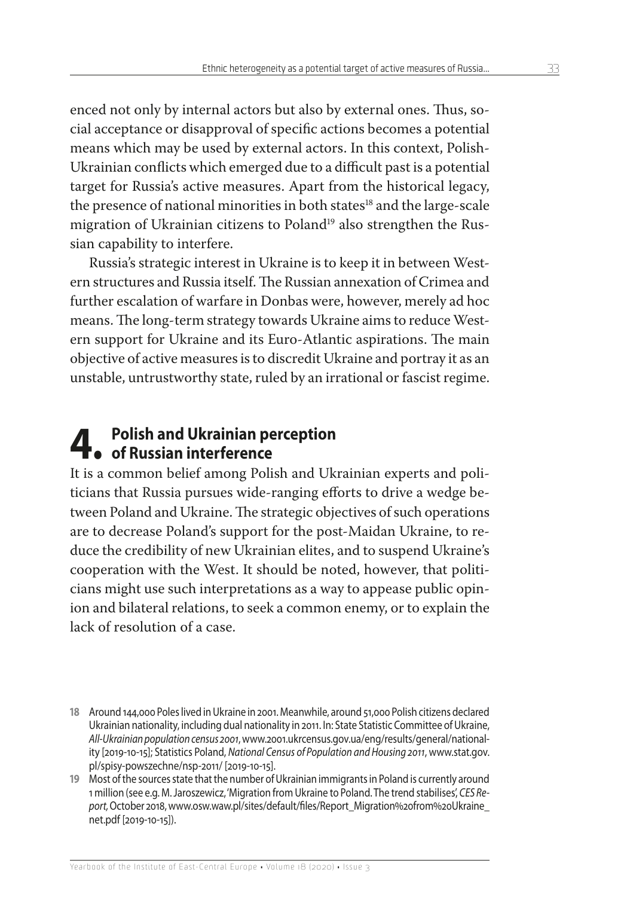enced not only by internal actors but also by external ones. Thus, social acceptance or disapproval of specific actions becomes a potential means which may be used by external actors. In this context, Polish-Ukrainian conflicts which emerged due to a difficult past is a potential target for Russia's active measures. Apart from the historical legacy, the presence of national minorities in both states[18] and the large-scale migration of Ukrainian citizens to Poland[19] also strengthen the Russian capability to interfere.

Russia's strategic interest in Ukraine is to keep it in between Western structures and Russia itself. The Russian annexation of Crimea and further escalation of warfare in Donbas were, however, merely ad hoc means. The long-term strategy towards Ukraine aims to reduce Western support for Ukraine and its Euro-Atlantic aspirations. The main objective of active measures is to discredit Ukraine and portray it as an unstable, untrustworthy state, ruled by an irrational or fascist regime.

## 4. Polish and Ukrainian perception of Russian interference

It is a common belief among Polish and Ukrainian experts and politicians that Russia pursues wide-ranging efforts to drive a wedge between Poland and Ukraine. The strategic objectives of such operations are to decrease Poland's support for the post-Maidan Ukraine, to reduce the credibility of new Ukrainian elites, and to suspend Ukraine's cooperation with the West. It should be noted, however, that politicians might use such interpretations as a way to appease public opinion and bilateral relations, to seek a common enemy, or to explain the lack of resolution of a case.

---

18 Around 144,000 Poles lived in Ukraine in 2001. Meanwhile, around 51,000 Polish citizens declared Ukrainian nationality, including dual nationality in 2011. In: State Statistic Committee of Ukraine, *All-Ukrainian population census 2001*, www.2001.ukrcensus.gov.ua/eng/results/general/nationality [2019-10-15]; Statistics Poland, *National Census of Population and Housing 2011*, www.stat.gov.pl/spisy-powszechne/nsp-2011/ [2019-10-15].

19 Most of the sources state that the number of Ukrainian immigrants in Poland is currently around 1 million (see e.g. M. Jaroszewicz, 'Migration from Ukraine to Poland. The trend stabilises', *CES Report,* October 2018, www.osw.waw.pl/sites/default/files/Report_Migration%20from%20Ukraine_net.pdf [2019-10-15]).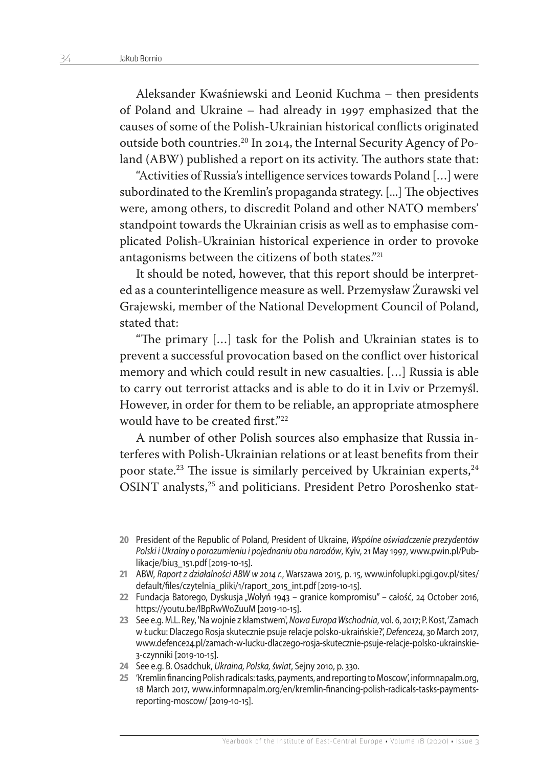Aleksander Kwaśniewski and Leonid Kuchma – then presidents of Poland and Ukraine – had already in 1997 emphasized that the causes of some of the Polish-Ukrainian historical conflicts originated outside both countries.[20] In 2014, the Internal Security Agency of Poland (ABW) published a report on its activity. The authors state that:

"Activities of Russia's intelligence services towards Poland […] were subordinated to the Kremlin's propaganda strategy. [...] The objectives were, among others, to discredit Poland and other NATO members' standpoint towards the Ukrainian crisis as well as to emphasise complicated Polish-Ukrainian historical experience in order to provoke antagonisms between the citizens of both states."[21]

It should be noted, however, that this report should be interpreted as a counterintelligence measure as well. Przemysław Żurawski vel Grajewski, member of the National Development Council of Poland, stated that:

"The primary […] task for the Polish and Ukrainian states is to prevent a successful provocation based on the conflict over historical memory and which could result in new casualties. […] Russia is able to carry out terrorist attacks and is able to do it in Lviv or Przemyśl. However, in order for them to be reliable, an appropriate atmosphere would have to be created first."[22]

A number of other Polish sources also emphasize that Russia interferes with Polish-Ukrainian relations or at least benefits from their poor state.[23] The issue is similarly perceived by Ukrainian experts,[24] OSINT analysts,[25] and politicians. President Petro Poroshenko stat-

20 President of the Republic of Poland, President of Ukraine, *Wspólne oświadczenie prezydentów Polski i Ukrainy o porozumieniu i pojednaniu obu narodów*, Kyiv, 21 May 1997, www.pwin.pl/Publikacje/biu3_151.pdf [2019-10-15].

21 ABW, *Raport z działalności ABW w 2014 r.*, Warszawa 2015, p. 15, www.infolupki.pgi.gov.pl/sites/default/files/czytelnia_pliki/1/raport_2015_int.pdf [2019-10-15].

22 Fundacja Batorego, Dyskusja „Wołyń 1943 – granice kompromisu" – całość, 24 October 2016, https://youtu.be/IBpRwWoZuuM [2019-10-15].

23 See e.g. M.L. Rey, 'Na wojnie z kłamstwem', *Nowa Europa Wschodnia*, vol. 6, 2017; P. Kost, 'Zamach w Łucku: Dlaczego Rosja skutecznie psuje relacje polsko-ukraińskie?', *Defence24*, 30 March 2017, www.defence24.pl/zamach-w-lucku-dlaczego-rosja-skutecznie-psuje-relacje-polsko-ukrainskie-3-czynniki [2019-10-15].

24 See e.g. B. Osadchuk, *Ukraina, Polska, świat*, Sejny 2010, p. 330.

25 'Kremlin financing Polish radicals: tasks, payments, and reporting to Moscow', informnapalm.org, 18 March 2017, www.informnapalm.org/en/kremlin-financing-polish-radicals-tasks-payments-reporting-moscow/ [2019-10-15].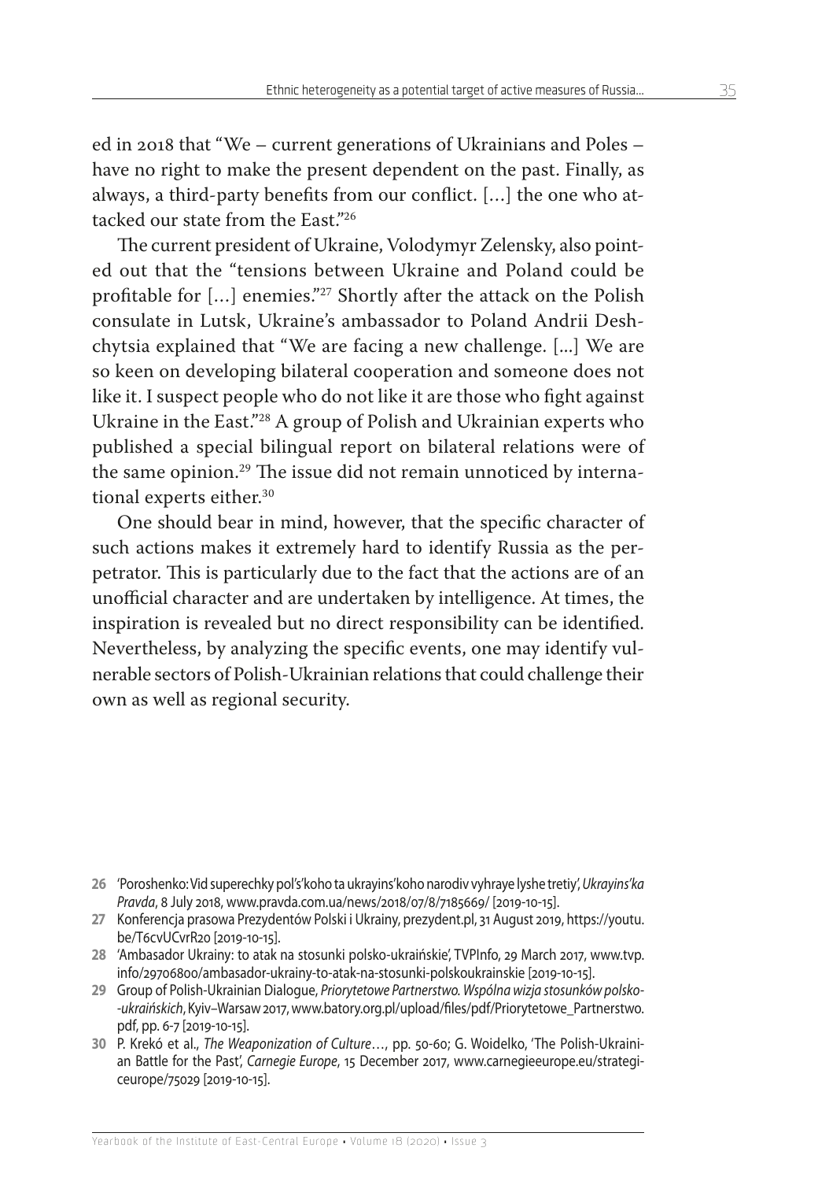ed in 2018 that "We – current generations of Ukrainians and Poles – have no right to make the present dependent on the past. Finally, as always, a third-party benefits from our conflict. […] the one who attacked our state from the East."[26]

The current president of Ukraine, Volodymyr Zelensky, also pointed out that the "tensions between Ukraine and Poland could be profitable for […] enemies."[27] Shortly after the attack on the Polish consulate in Lutsk, Ukraine's ambassador to Poland Andrii Deshchytsia explained that "We are facing a new challenge. [...] We are so keen on developing bilateral cooperation and someone does not like it. I suspect people who do not like it are those who fight against Ukraine in the East."[28] A group of Polish and Ukrainian experts who published a special bilingual report on bilateral relations were of the same opinion.[29] The issue did not remain unnoticed by international experts either.[30]

One should bear in mind, however, that the specific character of such actions makes it extremely hard to identify Russia as the perpetrator. This is particularly due to the fact that the actions are of an unofficial character and are undertaken by intelligence. At times, the inspiration is revealed but no direct responsibility can be identified. Nevertheless, by analyzing the specific events, one may identify vulnerable sectors of Polish-Ukrainian relations that could challenge their own as well as regional security.

**26** 'Poroshenko: Vid superechky pol's'koho ta ukrayins'koho narodiv vyhraye lyshe tretiy', *Ukrayins'ka Pravda*, 8 July 2018, www.pravda.com.ua/news/2018/07/8/7185669/ [2019-10-15].

**27** Konferencja prasowa Prezydentów Polski i Ukrainy, prezydent.pl, 31 August 2019, https://youtu.be/T6cvUCvrR20 [2019-10-15].

**28** 'Ambasador Ukrainy: to atak na stosunki polsko-ukraińskie', TVPInfo, 29 March 2017, www.tvp.info/29706800/ambasador-ukrainy-to-atak-na-stosunki-polskoukrainskie [2019-10-15].

**29** Group of Polish-Ukrainian Dialogue, *Priorytetowe Partnerstwo. Wspólna wizja stosunków polsko--ukraińskich*, Kyiv–Warsaw 2017, www.batory.org.pl/upload/files/pdf/Priorytetowe_Partnerstwo.pdf, pp. 6-7 [2019-10-15].

**30** P. Krekó et al., *The Weaponization of Culture*…, pp. 50-60; G. Woidelko, 'The Polish-Ukrainian Battle for the Past', *Carnegie Europe*, 15 December 2017, www.carnegieeurope.eu/strategiceurope/75029 [2019-10-15].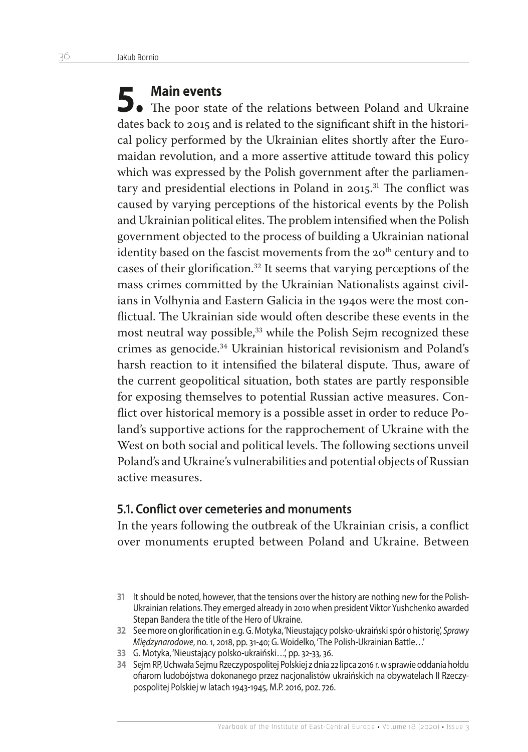## 5. Main events

The poor state of the relations between Poland and Ukraine dates back to 2015 and is related to the significant shift in the historical policy performed by the Ukrainian elites shortly after the Euromaidan revolution, and a more assertive attitude toward this policy which was expressed by the Polish government after the parliamentary and presidential elections in Poland in 2015.[31] The conflict was caused by varying perceptions of the historical events by the Polish and Ukrainian political elites. The problem intensified when the Polish government objected to the process of building a Ukrainian national identity based on the fascist movements from the 20th century and to cases of their glorification.[32] It seems that varying perceptions of the mass crimes committed by the Ukrainian Nationalists against civilians in Volhynia and Eastern Galicia in the 1940s were the most conflictual. The Ukrainian side would often describe these events in the most neutral way possible,[33] while the Polish Sejm recognized these crimes as genocide.[34] Ukrainian historical revisionism and Poland's harsh reaction to it intensified the bilateral dispute. Thus, aware of the current geopolitical situation, both states are partly responsible for exposing themselves to potential Russian active measures. Conflict over historical memory is a possible asset in order to reduce Poland's supportive actions for the rapprochement of Ukraine with the West on both social and political levels. The following sections unveil Poland's and Ukraine's vulnerabilities and potential objects of Russian active measures.

### 5.1. Conflict over cemeteries and monuments

In the years following the outbreak of the Ukrainian crisis, a conflict over monuments erupted between Poland and Ukraine. Between

---

31 It should be noted, however, that the tensions over the history are nothing new for the Polish-Ukrainian relations. They emerged already in 2010 when president Viktor Yushchenko awarded Stepan Bandera the title of the Hero of Ukraine.

32 See more on glorification in e.g. G. Motyka, 'Nieustający polsko-ukraiński spór o historię', *Sprawy Międzynarodowe*, no. 1, 2018, pp. 31-40; G. Woidelko, 'The Polish-Ukrainian Battle…'

33 G. Motyka, 'Nieustający polsko-ukraiński…', pp. 32-33, 36.

34 Sejm RP, Uchwała Sejmu Rzeczypospolitej Polskiej z dnia 22 lipca 2016 r. w sprawie oddania hołdu ofiarom ludobójstwa dokonanego przez nacjonalistów ukraińskich na obywatelach II Rzeczypospolitej Polskiej w latach 1943-1945, M.P. 2016, poz. 726.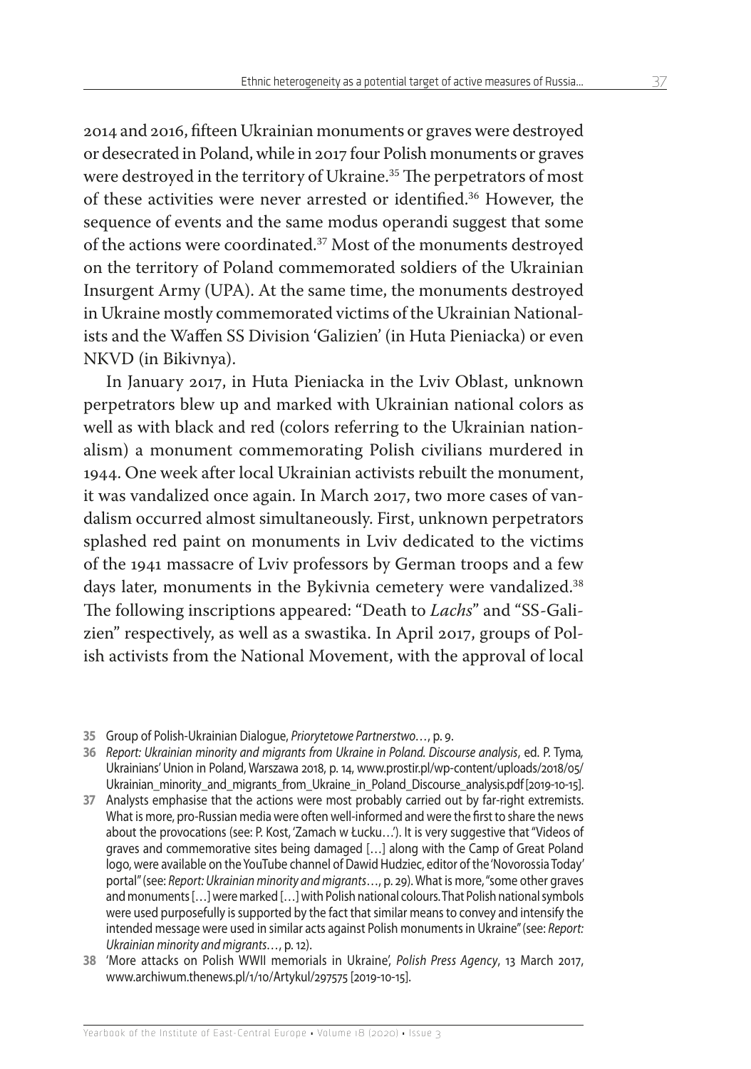2014 and 2016, fifteen Ukrainian monuments or graves were destroyed or desecrated in Poland, while in 2017 four Polish monuments or graves were destroyed in the territory of Ukraine.[35] The perpetrators of most of these activities were never arrested or identified.[36] However, the sequence of events and the same modus operandi suggest that some of the actions were coordinated.[37] Most of the monuments destroyed on the territory of Poland commemorated soldiers of the Ukrainian Insurgent Army (UPA). At the same time, the monuments destroyed in Ukraine mostly commemorated victims of the Ukrainian Nationalists and the Waffen SS Division 'Galizien' (in Huta Pieniacka) or even NKVD (in Bikivnya).

In January 2017, in Huta Pieniacka in the Lviv Oblast, unknown perpetrators blew up and marked with Ukrainian national colors as well as with black and red (colors referring to the Ukrainian nationalism) a monument commemorating Polish civilians murdered in 1944. One week after local Ukrainian activists rebuilt the monument, it was vandalized once again. In March 2017, two more cases of vandalism occurred almost simultaneously. First, unknown perpetrators splashed red paint on monuments in Lviv dedicated to the victims of the 1941 massacre of Lviv professors by German troops and a few days later, monuments in the Bykivnia cemetery were vandalized.[38] The following inscriptions appeared: "Death to *Lachs*" and "SS-Galizien" respectively, as well as a swastika. In April 2017, groups of Polish activists from the National Movement, with the approval of local

---

**35** Group of Polish-Ukrainian Dialogue, *Priorytetowe Partnerstwo…*, p. 9.

**36** *Report: Ukrainian minority and migrants from Ukraine in Poland. Discourse analysis*, ed. P. Tyma, Ukrainians' Union in Poland, Warszawa 2018, p. 14, www.prostir.pl/wp-content/uploads/2018/05/Ukrainian_minority_and_migrants_from_Ukraine_in_Poland_Discourse_analysis.pdf [2019-10-15].

**37** Analysts emphasise that the actions were most probably carried out by far-right extremists. What is more, pro-Russian media were often well-informed and were the first to share the news about the provocations (see: P. Kost, 'Zamach w Łucku…'). It is very suggestive that "Videos of graves and commemorative sites being damaged […] along with the Camp of Great Poland logo, were available on the YouTube channel of Dawid Hudziec, editor of the 'Novorossia Today' portal" (see: *Report: Ukrainian minority and migrants…*, p. 29). What is more, "some other graves and monuments […] were marked […] with Polish national colours. That Polish national symbols were used purposefully is supported by the fact that similar means to convey and intensify the intended message were used in similar acts against Polish monuments in Ukraine" (see: *Report: Ukrainian minority and migrants…*, p. 12).

**38** 'More attacks on Polish WWII memorials in Ukraine', *Polish Press Agency*, 13 March 2017, www.archiwum.thenews.pl/1/10/Artykul/297575 [2019-10-15].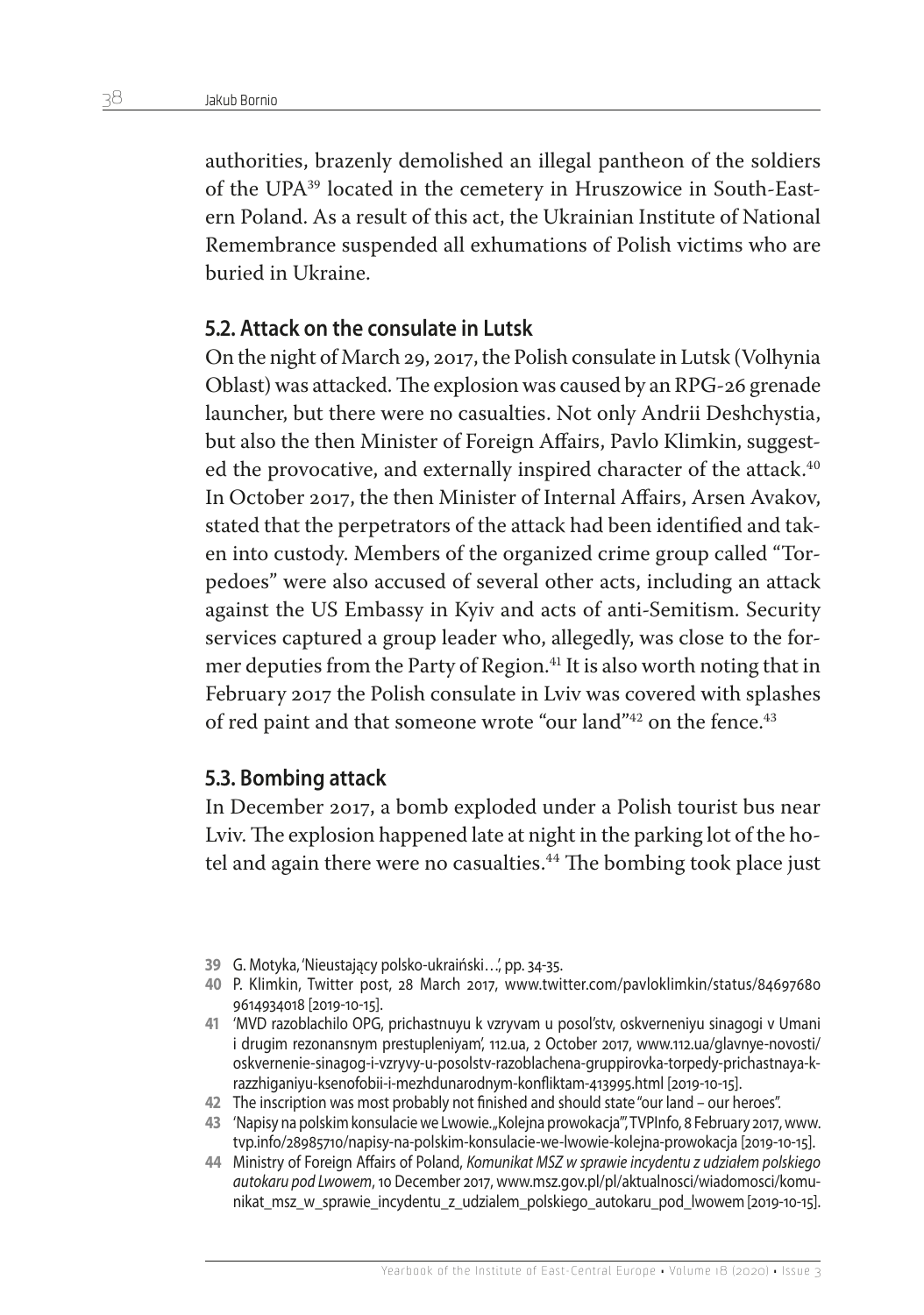authorities, brazenly demolished an illegal pantheon of the soldiers of the UPA[39] located in the cemetery in Hruszowice in South-Eastern Poland. As a result of this act, the Ukrainian Institute of National Remembrance suspended all exhumations of Polish victims who are buried in Ukraine.

### 5.2. Attack on the consulate in Lutsk

On the night of March 29, 2017, the Polish consulate in Lutsk (Volhynia Oblast) was attacked. The explosion was caused by an RPG-26 grenade launcher, but there were no casualties. Not only Andrii Deshchystia, but also the then Minister of Foreign Affairs, Pavlo Klimkin, suggested the provocative, and externally inspired character of the attack.[40] In October 2017, the then Minister of Internal Affairs, Arsen Avakov, stated that the perpetrators of the attack had been identified and taken into custody. Members of the organized crime group called "Torpedoes" were also accused of several other acts, including an attack against the US Embassy in Kyiv and acts of anti-Semitism. Security services captured a group leader who, allegedly, was close to the former deputies from the Party of Region.[41] It is also worth noting that in February 2017 the Polish consulate in Lviv was covered with splashes of red paint and that someone wrote "our land"[42] on the fence.[43]

### 5.3. Bombing attack

In December 2017, a bomb exploded under a Polish tourist bus near Lviv. The explosion happened late at night in the parking lot of the hotel and again there were no casualties.[44] The bombing took place just

---

**39** G. Motyka, 'Nieustający polsko-ukraiński…', pp. 34-35.

**40** P. Klimkin, Twitter post, 28 March 2017, www.twitter.com/pavloklimkin/status/846976809614934018 [2019-10-15].

**41** 'MVD razoblachilo OPG, prichastnuyu k vzryvam u posol'stv, oskverneniyu sinagogi v Umani i drugim rezonansnym prestupleniyam', 112.ua, 2 October 2017, www.112.ua/glavnye-novosti/oskvernenie-sinagog-i-vzryvy-u-posolstv-razoblachena-gruppirovka-torpedy-prichastnaya-k-razzhiganiyu-ksenofobii-i-mezhdunarodnym-konfliktam-413995.html [2019-10-15].

**42** The inscription was most probably not finished and should state "our land – our heroes".

**43** 'Napisy na polskim konsulacie we Lwowie. „Kolejna prowokacja"', TVPInfo, 8 February 2017, www.tvp.info/28985710/napisy-na-polskim-konsulacie-we-lwowie-kolejna-prowokacja [2019-10-15].

**44** Ministry of Foreign Affairs of Poland, *Komunikat MSZ w sprawie incydentu z udziałem polskiego autokaru pod Lwowem*, 10 December 2017, www.msz.gov.pl/pl/aktualnosci/wiadomosci/komunikat_msz_w_sprawie_incydentu_z_udzialem_polskiego_autokaru_pod_lwowem [2019-10-15].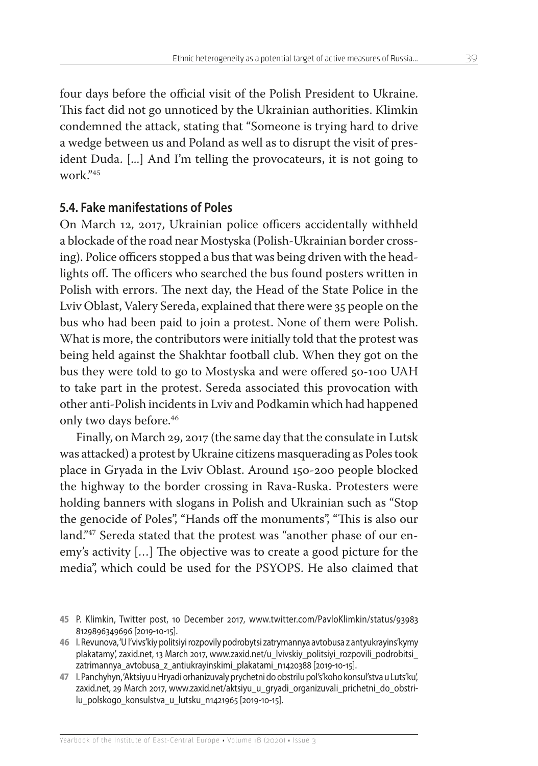four days before the official visit of the Polish President to Ukraine. This fact did not go unnoticed by the Ukrainian authorities. Klimkin condemned the attack, stating that "Someone is trying hard to drive a wedge between us and Poland as well as to disrupt the visit of president Duda. [...] And I'm telling the provocateurs, it is not going to work."[45]

### 5.4. Fake manifestations of Poles

On March 12, 2017, Ukrainian police officers accidentally withheld a blockade of the road near Mostyska (Polish-Ukrainian border crossing). Police officers stopped a bus that was being driven with the headlights off. The officers who searched the bus found posters written in Polish with errors. The next day, the Head of the State Police in the Lviv Oblast, Valery Sereda, explained that there were 35 people on the bus who had been paid to join a protest. None of them were Polish. What is more, the contributors were initially told that the protest was being held against the Shakhtar football club. When they got on the bus they were told to go to Mostyska and were offered 50-100 UAH to take part in the protest. Sereda associated this provocation with other anti-Polish incidents in Lviv and Podkamin which had happened only two days before.[46]

Finally, on March 29, 2017 (the same day that the consulate in Lutsk was attacked) a protest by Ukraine citizens masquerading as Poles took place in Gryada in the Lviv Oblast. Around 150-200 people blocked the highway to the border crossing in Rava-Ruska. Protesters were holding banners with slogans in Polish and Ukrainian such as "Stop the genocide of Poles", "Hands off the monuments", "This is also our land."[47] Sereda stated that the protest was "another phase of our enemy's activity […] The objective was to create a good picture for the media", which could be used for the PSYOPS. He also claimed that

45 P. Klimkin, Twitter post, 10 December 2017, www.twitter.com/PavloKlimkin/status/939838129896349696 [2019-10-15].

46 I. Revunova, 'U l'vivs'kiy politsiyi rozpovily podrobytsi zatrymannya avtobusa z antyukrayins'kymy plakatamy', zaxid.net, 13 March 2017, www.zaxid.net/u_lvivskiy_politsiyi_rozpovili_podrobitsi_zatrimannya_avtobusa_z_antiukrayinskimi_plakatami_n1420388 [2019-10-15].

47 I. Panchyhyn, 'Aktsiyu u Hryadi orhanizuvaly prychetni do obstrilu pol's'koho konsul'stva u Luts'ku', zaxid.net, 29 March 2017, www.zaxid.net/aktsiyu_u_gryadi_organizuvali_prichetni_do_obstrilu_polskogo_konsulstva_u_lutsku_n1421965 [2019-10-15].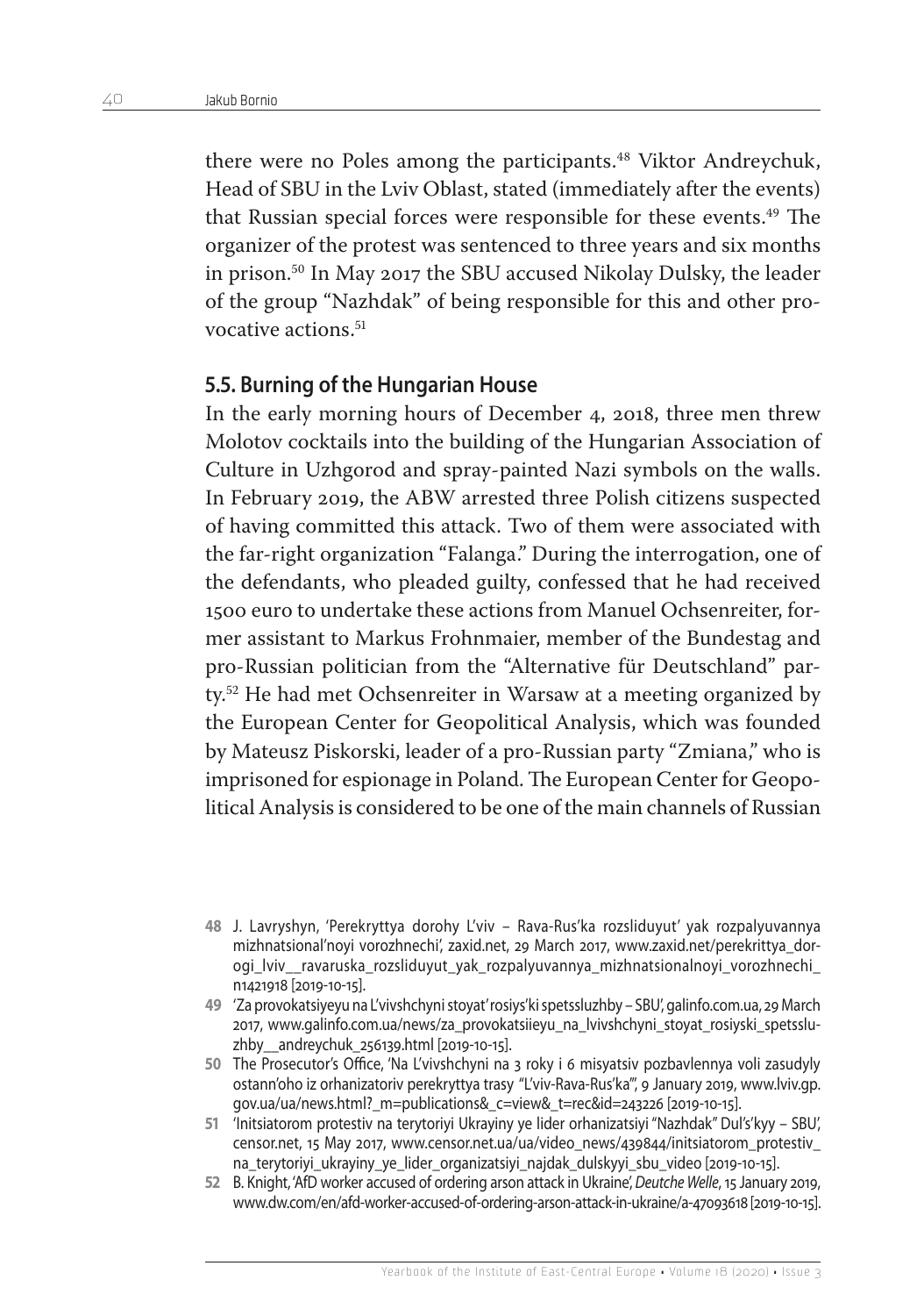there were no Poles among the participants.[48] Viktor Andreychuk, Head of SBU in the Lviv Oblast, stated (immediately after the events) that Russian special forces were responsible for these events.[49] The organizer of the protest was sentenced to three years and six months in prison.[50] In May 2017 the SBU accused Nikolay Dulsky, the leader of the group "Nazhdak" of being responsible for this and other provocative actions.[51]

### 5.5. Burning of the Hungarian House

In the early morning hours of December 4, 2018, three men threw Molotov cocktails into the building of the Hungarian Association of Culture in Uzhgorod and spray-painted Nazi symbols on the walls. In February 2019, the ABW arrested three Polish citizens suspected of having committed this attack. Two of them were associated with the far-right organization "Falanga." During the interrogation, one of the defendants, who pleaded guilty, confessed that he had received 1500 euro to undertake these actions from Manuel Ochsenreiter, former assistant to Markus Frohnmaier, member of the Bundestag and pro-Russian politician from the "Alternative für Deutschland" party.[52] He had met Ochsenreiter in Warsaw at a meeting organized by the European Center for Geopolitical Analysis, which was founded by Mateusz Piskorski, leader of a pro-Russian party "Zmiana," who is imprisoned for espionage in Poland. The European Center for Geopolitical Analysis is considered to be one of the main channels of Russian

---

48 J. Lavryshyn, 'Perekryttya dorohy L'viv – Rava-Rus'ka rozsliduyut' yak rozpalyuvannya mizhnatsional'noyi vorozhnechi', zaxid.net, 29 March 2017, www.zaxid.net/perekrittya_dorogi_lviv__ravaruska_rozsliduyut_yak_rozpalyuvannya_mizhnatsionalnoyi_vorozhnechi_n1421918 [2019-10-15].

49 'Za provokatsiyeyu na L'vivshchyni stoyat' rosiys'ki spetssluzhby – SBU', galinfo.com.ua, 29 March 2017, www.galinfo.com.ua/news/za_provokatsiieyu_na_lvivshchyni_stoyat_rosiyski_spetssluzhby__andreychuk_256139.html [2019-10-15].

50 The Prosecutor's Office, 'Na L'vivshchyni na 3 roky i 6 misyatsiv pozbavlennya voli zasudyly ostann'oho iz orhanizatoriv perekryttya trasy "L'viv-Rava-Rus'ka"', 9 January 2019, www.lviv.gp.gov.ua/ua/news.html?_m=publications&_c=view&_t=rec&id=243226 [2019-10-15].

51 'Initsiatorom protestiv na terytoriyi Ukrayiny ye lider orhanizatsiyi "Nazhdak" Dul's'kyy – SBU', censor.net, 15 May 2017, www.censor.net.ua/ua/video_news/439844/initsiatorom_protestiv_na_terytoriyi_ukrayiny_ye_lider_organizatsiyi_najdak_dulskyyi_sbu_video [2019-10-15].

52 B. Knight, 'AfD worker accused of ordering arson attack in Ukraine', *Deutche Welle*, 15 January 2019, www.dw.com/en/afd-worker-accused-of-ordering-arson-attack-in-ukraine/a-47093618 [2019-10-15].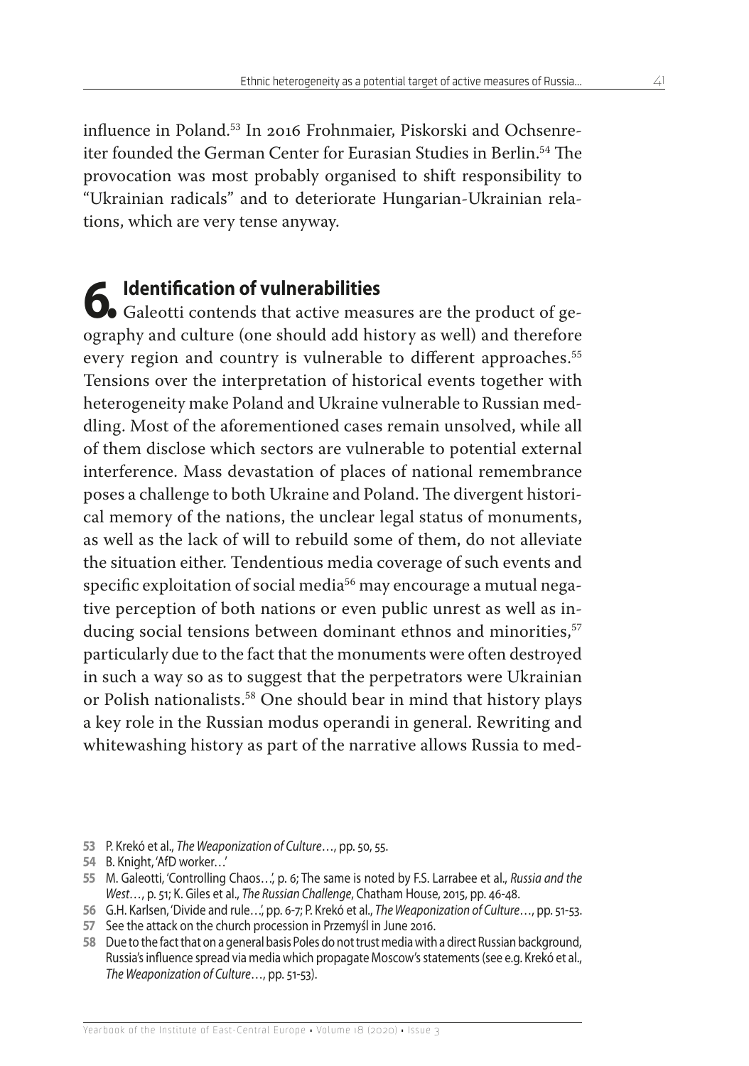influence in Poland.[53] In 2016 Frohnmaier, Piskorski and Ochsenreiter founded the German Center for Eurasian Studies in Berlin.[54] The provocation was most probably organised to shift responsibility to "Ukrainian radicals" and to deteriorate Hungarian-Ukrainian relations, which are very tense anyway.

## 6. Identification of vulnerabilities

Galeotti contends that active measures are the product of geography and culture (one should add history as well) and therefore every region and country is vulnerable to different approaches.[55] Tensions over the interpretation of historical events together with heterogeneity make Poland and Ukraine vulnerable to Russian meddling. Most of the aforementioned cases remain unsolved, while all of them disclose which sectors are vulnerable to potential external interference. Mass devastation of places of national remembrance poses a challenge to both Ukraine and Poland. The divergent historical memory of the nations, the unclear legal status of monuments, as well as the lack of will to rebuild some of them, do not alleviate the situation either. Tendentious media coverage of such events and specific exploitation of social media[56] may encourage a mutual negative perception of both nations or even public unrest as well as inducing social tensions between dominant ethnos and minorities,[57] particularly due to the fact that the monuments were often destroyed in such a way so as to suggest that the perpetrators were Ukrainian or Polish nationalists.[58] One should bear in mind that history plays a key role in the Russian modus operandi in general. Rewriting and whitewashing history as part of the narrative allows Russia to med-

53 P. Krekó et al., *The Weaponization of Culture*…, pp. 50, 55.

54 B. Knight, 'AfD worker…'

55 M. Galeotti, 'Controlling Chaos…', p. 6; The same is noted by F.S. Larrabee et al., *Russia and the West*…, p. 51; K. Giles et al., *The Russian Challenge*, Chatham House, 2015, pp. 46-48.

56 G.H. Karlsen, 'Divide and rule…', pp. 6-7; P. Krekó et al., *The Weaponization of Culture*…, pp. 51-53.

57 See the attack on the church procession in Przemyśl in June 2016.

58 Due to the fact that on a general basis Poles do not trust media with a direct Russian background, Russia's influence spread via media which propagate Moscow's statements (see e.g. Krekó et al., *The Weaponization of Culture*…, pp. 51-53).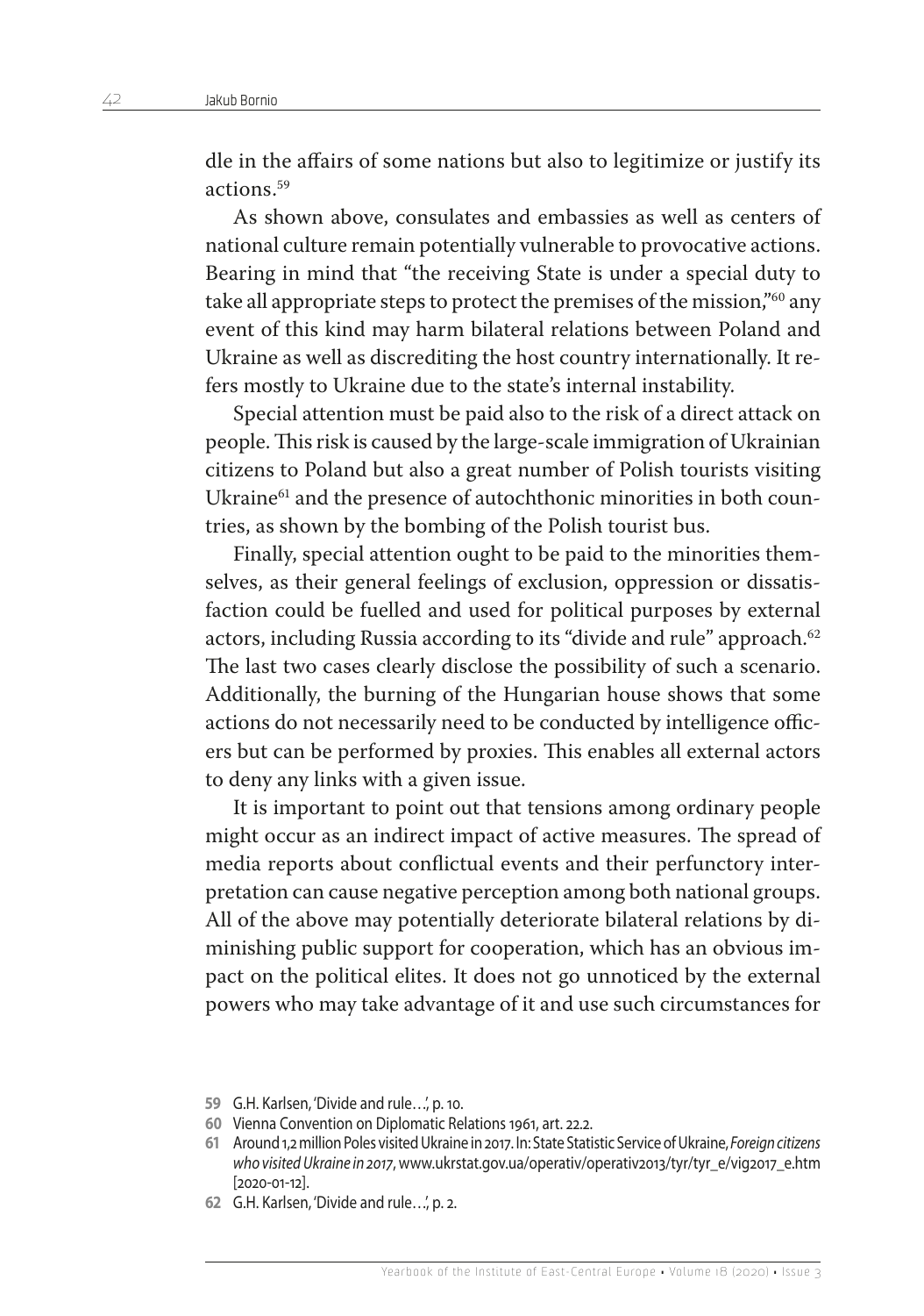dle in the affairs of some nations but also to legitimize or justify its actions.[59]

As shown above, consulates and embassies as well as centers of national culture remain potentially vulnerable to provocative actions. Bearing in mind that "the receiving State is under a special duty to take all appropriate steps to protect the premises of the mission,"[60] any event of this kind may harm bilateral relations between Poland and Ukraine as well as discrediting the host country internationally. It refers mostly to Ukraine due to the state's internal instability.

Special attention must be paid also to the risk of a direct attack on people. This risk is caused by the large-scale immigration of Ukrainian citizens to Poland but also a great number of Polish tourists visiting Ukraine[61] and the presence of autochthonic minorities in both countries, as shown by the bombing of the Polish tourist bus.

Finally, special attention ought to be paid to the minorities themselves, as their general feelings of exclusion, oppression or dissatisfaction could be fuelled and used for political purposes by external actors, including Russia according to its "divide and rule" approach.[62] The last two cases clearly disclose the possibility of such a scenario. Additionally, the burning of the Hungarian house shows that some actions do not necessarily need to be conducted by intelligence officers but can be performed by proxies. This enables all external actors to deny any links with a given issue.

It is important to point out that tensions among ordinary people might occur as an indirect impact of active measures. The spread of media reports about conflictual events and their perfunctory interpretation can cause negative perception among both national groups. All of the above may potentially deteriorate bilateral relations by diminishing public support for cooperation, which has an obvious impact on the political elites. It does not go unnoticed by the external powers who may take advantage of it and use such circumstances for

---

**59** G.H. Karlsen, 'Divide and rule…', p. 10.

**60** Vienna Convention on Diplomatic Relations 1961, art. 22.2.

**61** Around 1,2 million Poles visited Ukraine in 2017. In: State Statistic Service of Ukraine, *Foreign citizens who visited Ukraine in 2017*, www.ukrstat.gov.ua/operativ/operativ2013/tyr/tyr_e/vig2017_e.htm [2020-01-12].

**62** G.H. Karlsen, 'Divide and rule…', p. 2.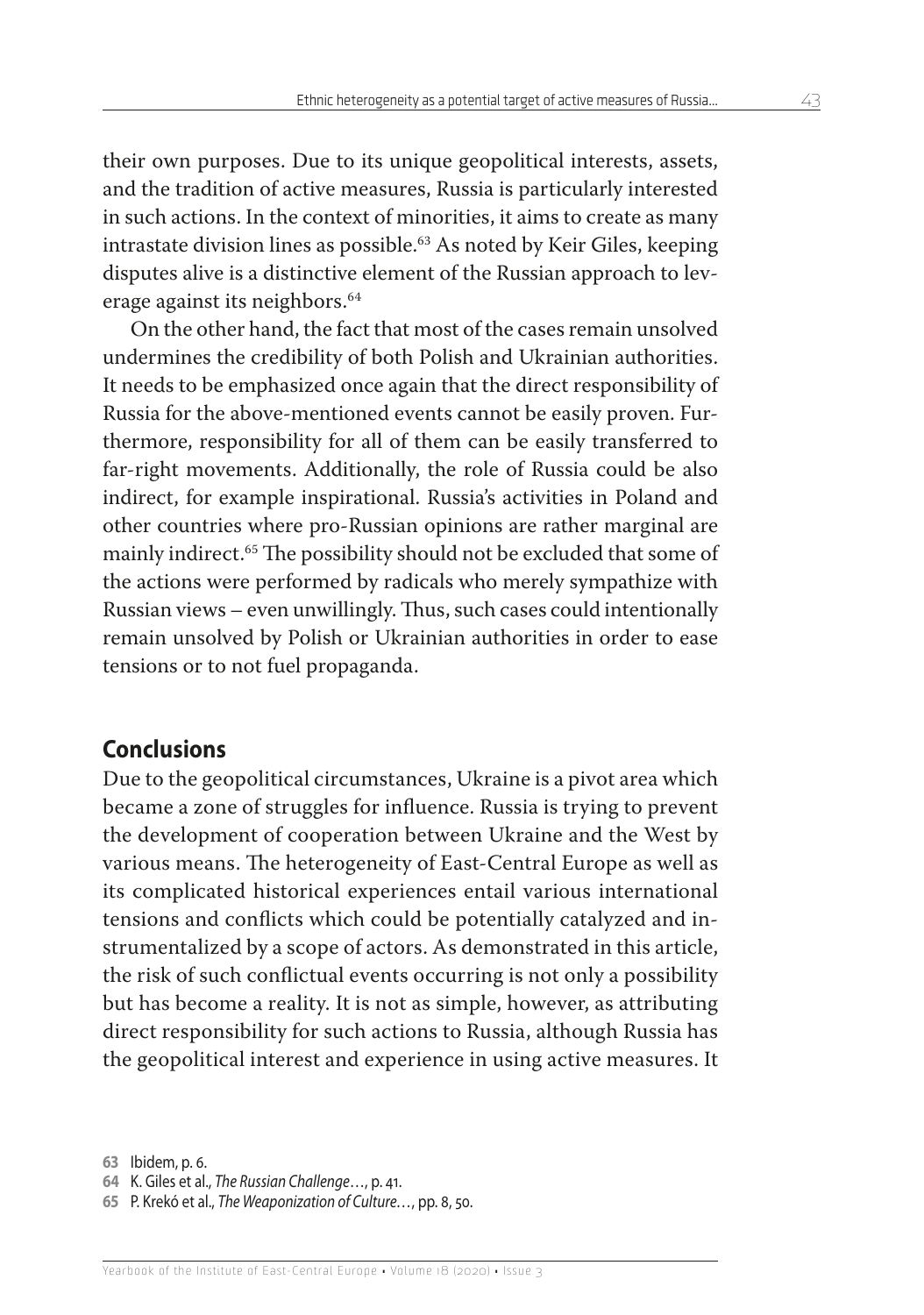their own purposes. Due to its unique geopolitical interests, assets, and the tradition of active measures, Russia is particularly interested in such actions. In the context of minorities, it aims to create as many intrastate division lines as possible.[63] As noted by Keir Giles, keeping disputes alive is a distinctive element of the Russian approach to leverage against its neighbors.[64]

On the other hand, the fact that most of the cases remain unsolved undermines the credibility of both Polish and Ukrainian authorities. It needs to be emphasized once again that the direct responsibility of Russia for the above-mentioned events cannot be easily proven. Furthermore, responsibility for all of them can be easily transferred to far-right movements. Additionally, the role of Russia could be also indirect, for example inspirational. Russia's activities in Poland and other countries where pro-Russian opinions are rather marginal are mainly indirect.[65] The possibility should not be excluded that some of the actions were performed by radicals who merely sympathize with Russian views – even unwillingly. Thus, such cases could intentionally remain unsolved by Polish or Ukrainian authorities in order to ease tensions or to not fuel propaganda.

## Conclusions

Due to the geopolitical circumstances, Ukraine is a pivot area which became a zone of struggles for influence. Russia is trying to prevent the development of cooperation between Ukraine and the West by various means. The heterogeneity of East-Central Europe as well as its complicated historical experiences entail various international tensions and conflicts which could be potentially catalyzed and instrumentalized by a scope of actors. As demonstrated in this article, the risk of such conflictual events occurring is not only a possibility but has become a reality. It is not as simple, however, as attributing direct responsibility for such actions to Russia, although Russia has the geopolitical interest and experience in using active measures. It

**63** Ibidem, p. 6.

**64** K. Giles et al., *The Russian Challenge…*, p. 41.

**65** P. Krekó et al., *The Weaponization of Culture…*, pp. 8, 50.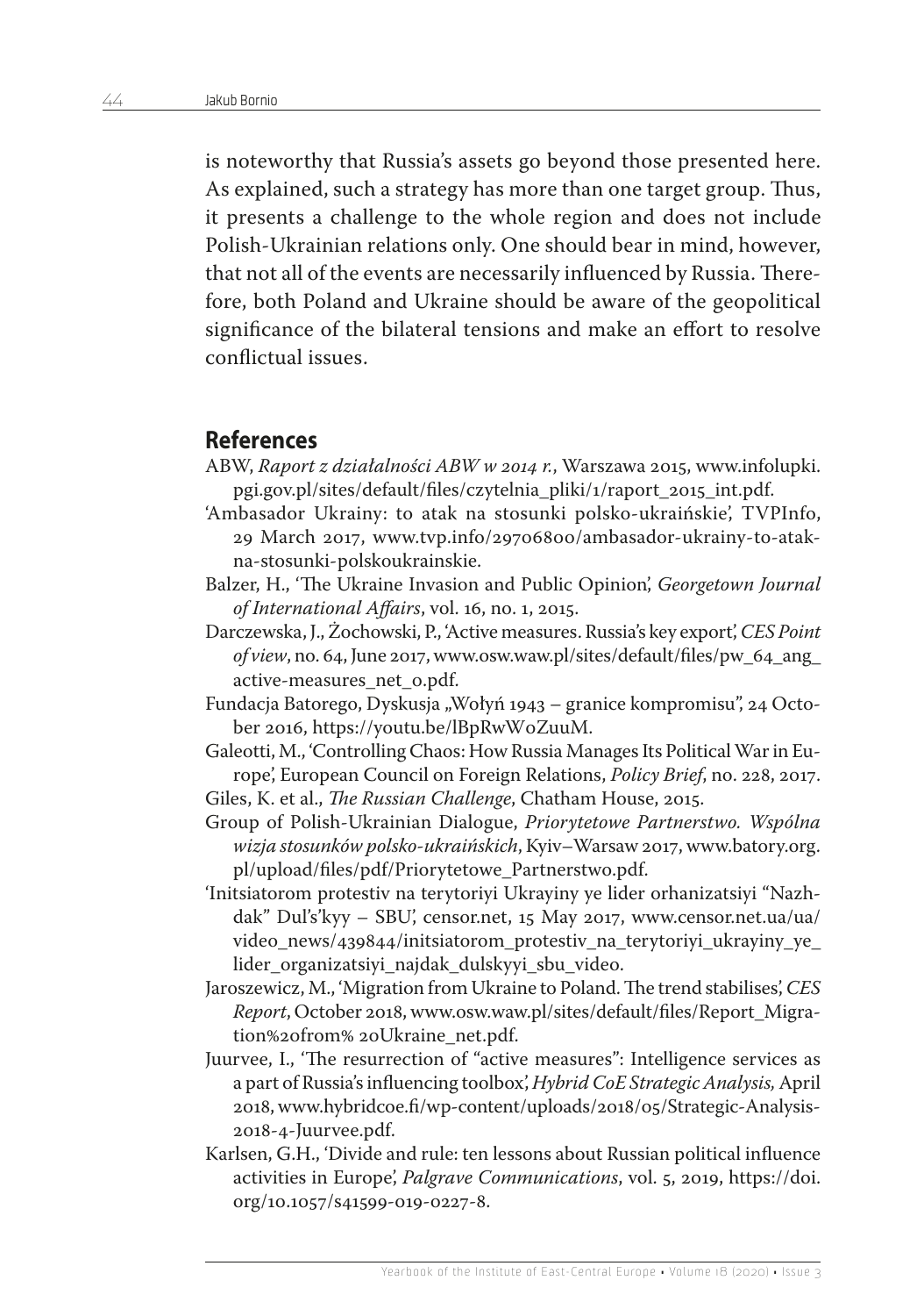is noteworthy that Russia's assets go beyond those presented here. As explained, such a strategy has more than one target group. Thus, it presents a challenge to the whole region and does not include Polish-Ukrainian relations only. One should bear in mind, however, that not all of the events are necessarily influenced by Russia. Therefore, both Poland and Ukraine should be aware of the geopolitical significance of the bilateral tensions and make an effort to resolve conflictual issues.

## References

ABW, *Raport z działalności ABW w 2014 r.*, Warszawa 2015, www.infolupki.pgi.gov.pl/sites/default/files/czytelnia_pliki/1/raport_2015_int.pdf.

'Ambasador Ukrainy: to atak na stosunki polsko-ukraińskie', TVPInfo, 29 March 2017, www.tvp.info/29706800/ambasador-ukrainy-to-atak-na-stosunki-polskoukrainskie.

Balzer, H., 'The Ukraine Invasion and Public Opinion', *Georgetown Journal of International Affairs*, vol. 16, no. 1, 2015.

Darczewska, J., Żochowski, P., 'Active measures. Russia's key export', *CES Point of view*, no. 64, June 2017, www.osw.waw.pl/sites/default/files/pw_64_ang_active-measures_net_0.pdf.

Fundacja Batorego, Dyskusja „Wołyń 1943 – granice kompromisu", 24 October 2016, https://youtu.be/lBpRwW0ZuuM.

Galeotti, M., 'Controlling Chaos: How Russia Manages Its Political War in Europe', European Council on Foreign Relations, *Policy Brief*, no. 228, 2017.

Giles, K. et al., *The Russian Challenge*, Chatham House, 2015.

Group of Polish-Ukrainian Dialogue, *Priorytetowe Partnerstwo. Wspólna wizja stosunków polsko-ukraińskich*, Kyiv–Warsaw 2017, www.batory.org.pl/upload/files/pdf/Priorytetowe_Partnerstwo.pdf.

'Initsiatorom protestiv na terytoriyi Ukrayiny ye lider orhanizatsiyi "Nazhdak" Dul's'kyy – SBU', censor.net, 15 May 2017, www.censor.net.ua/ua/video_news/439844/initsiatorom_protestiv_na_terytoriyi_ukrayiny_ye_lider_organizatsiyi_najdak_dulskyyi_sbu_video.

Jaroszewicz, M., 'Migration from Ukraine to Poland. The trend stabilises', *CES Report*, October 2018, www.osw.waw.pl/sites/default/files/Report_Migration%20from% 20Ukraine_net.pdf.

Juurvee, I., 'The resurrection of "active measures": Intelligence services as a part of Russia's influencing toolbox', *Hybrid CoE Strategic Analysis,* April 2018, www.hybridcoe.fi/wp-content/uploads/2018/05/Strategic-Analysis-2018-4-Juurvee.pdf.

Karlsen, G.H., 'Divide and rule: ten lessons about Russian political influence activities in Europe', *Palgrave Communications*, vol. 5, 2019, https://doi.org/10.1057/s41599-019-0227-8.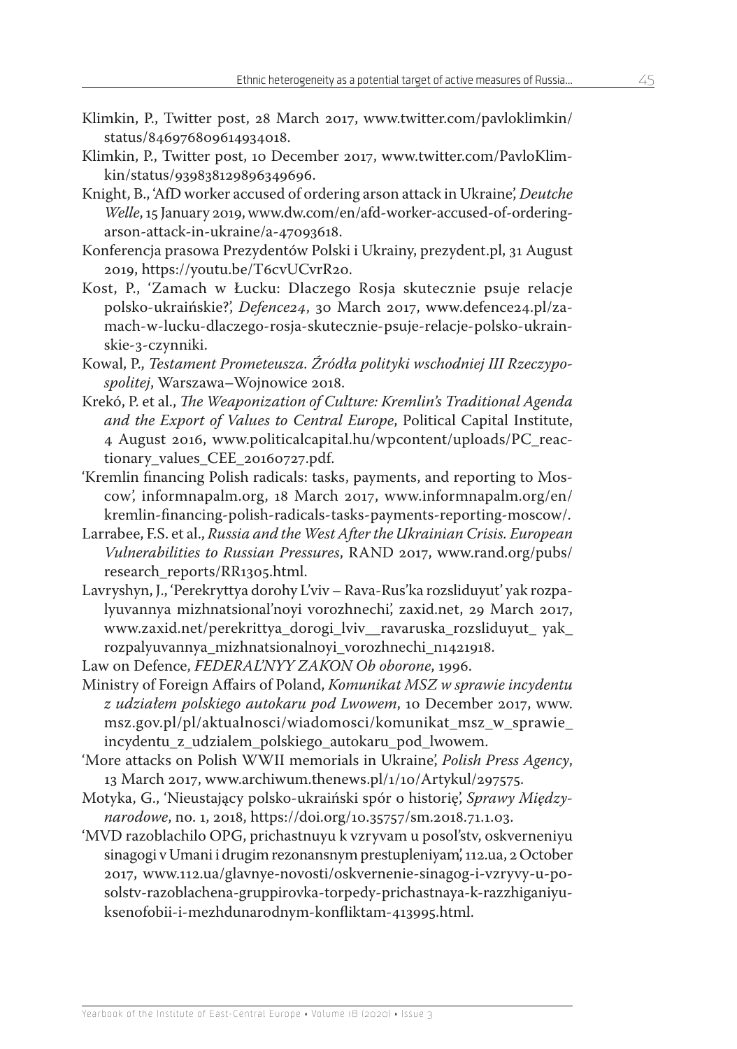Klimkin, P., Twitter post, 28 March 2017, www.twitter.com/pavloklimkin/status/846976809614934018.

Klimkin, P., Twitter post, 10 December 2017, www.twitter.com/PavloKlimkin/status/939838129896349696.

Knight, B., 'AfD worker accused of ordering arson attack in Ukraine', *Deutche Welle*, 15 January 2019, www.dw.com/en/afd-worker-accused-of-ordering-arson-attack-in-ukraine/a-47093618.

Konferencja prasowa Prezydentów Polski i Ukrainy, prezydent.pl, 31 August 2019, https://youtu.be/T6cvUCvrR20.

Kost, P., 'Zamach w Łucku: Dlaczego Rosja skutecznie psuje relacje polsko-ukraińskie?', *Defence24*, 30 March 2017, www.defence24.pl/zamach-w-lucku-dlaczego-rosja-skutecznie-psuje-relacje-polsko-ukrainskie-3-czynniki.

Kowal, P., *Testament Prometeusza. Źródła polityki wschodniej III Rzeczypospolitej*, Warszawa–Wojnowice 2018.

Krekó, P. et al., *The Weaponization of Culture: Kremlin's Traditional Agenda and the Export of Values to Central Europe*, Political Capital Institute, 4 August 2016, www.politicalcapital.hu/wpcontent/uploads/PC_reactionary_values_CEE_20160727.pdf.

'Kremlin financing Polish radicals: tasks, payments, and reporting to Moscow', informnapalm.org, 18 March 2017, www.informnapalm.org/en/kremlin-financing-polish-radicals-tasks-payments-reporting-moscow/.

Larrabee, F.S. et al., *Russia and the West After the Ukrainian Crisis. European Vulnerabilities to Russian Pressures*, RAND 2017, www.rand.org/pubs/research_reports/RR1305.html.

Lavryshyn, J., 'Perekryttya dorohy L'viv – Rava-Rus'ka rozsliduyut' yak rozpalyuvannya mizhnatsional'noyi vorozhnechi', zaxid.net, 29 March 2017, www.zaxid.net/perekrittya_dorogi_lviv__ravaruska_rozsliduyut_ yak_rozpalyuvannya_mizhnatsionalnoyi_vorozhnechi_n1421918.

Law on Defence, *FEDERAL'NYY ZAKON Ob oborone*, 1996.

Ministry of Foreign Affairs of Poland, *Komunikat MSZ w sprawie incydentu z udziałem polskiego autokaru pod Lwowem*, 10 December 2017, www.msz.gov.pl/pl/aktualnosci/wiadomosci/komunikat_msz_w_sprawie_incydentu_z_udzialem_polskiego_autokaru_pod_lwowem.

'More attacks on Polish WWII memorials in Ukraine', *Polish Press Agency*, 13 March 2017, www.archiwum.thenews.pl/1/10/Artykul/297575.

Motyka, G., 'Nieustający polsko-ukraiński spór o historię', *Sprawy Międzynarodowe*, no. 1, 2018, https://doi.org/10.35757/sm.2018.71.1.03.

'MVD razoblachilo OPG, prichastnuyu k vzryvam u posol'stv, oskverneniyu sinagogi v Umani i drugim rezonansnym prestupleniyam', 112.ua, 2 October 2017, www.112.ua/glavnye-novosti/oskvernenie-sinagog-i-vzryvy-u-posolstv-razoblachena-gruppirovka-torpedy-prichastnaya-k-razzhiganiyu-ksenofobii-i-mezhdunarodnym-konfliktam-413995.html.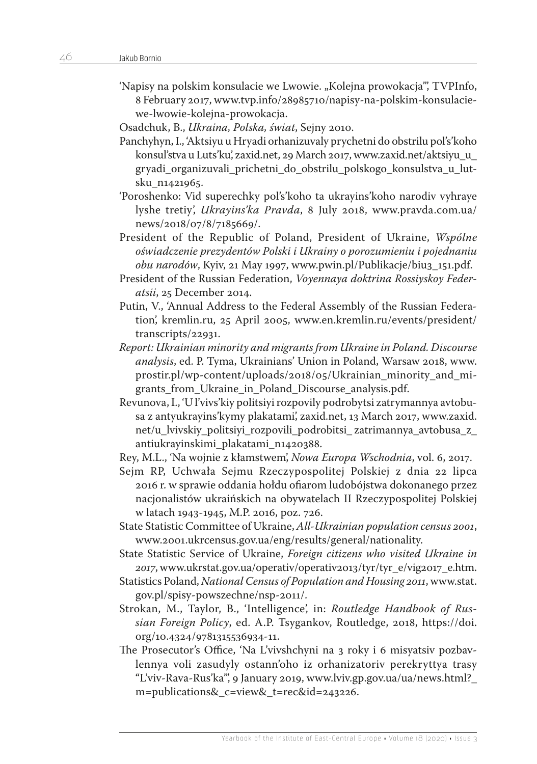'Napisy na polskim konsulacie we Lwowie. „Kolejna prowokacja"', TVPInfo, 8 February 2017, www.tvp.info/28985710/napisy-na-polskim-konsulacie-we-lwowie-kolejna-prowokacja.

Osadchuk, B., *Ukraina, Polska, świat*, Sejny 2010.

Panchyhyn, I., 'Aktsiyu u Hryadi orhanizuvaly prychetni do obstrilu pol's'koho konsul'stva u Luts'ku', zaxid.net, 29 March 2017, www.zaxid.net/aktsiyu_u_gryadi_organizuvali_prichetni_do_obstrilu_polskogo_konsulstva_u_lutsku_n1421965.

'Poroshenko: Vid superechky pol's'koho ta ukrayins'koho narodiv vyhraye lyshe tretiy', *Ukrayins'ka Pravda*, 8 July 2018, www.pravda.com.ua/news/2018/07/8/7185669/.

President of the Republic of Poland, President of Ukraine, *Wspólne oświadczenie prezydentów Polski i Ukrainy o porozumieniu i pojednaniu obu narodów*, Kyiv, 21 May 1997, www.pwin.pl/Publikacje/biu3_151.pdf.

President of the Russian Federation, *Voyennaya doktrina Rossiyskoy Federatsii*, 25 December 2014.

Putin, V., 'Annual Address to the Federal Assembly of the Russian Federation', kremlin.ru, 25 April 2005, www.en.kremlin.ru/events/president/transcripts/22931.

*Report: Ukrainian minority and migrants from Ukraine in Poland. Discourse analysis*, ed. P. Tyma, Ukrainians' Union in Poland, Warsaw 2018, www.prostir.pl/wp-content/uploads/2018/05/Ukrainian_minority_and_migrants_from_Ukraine_in_Poland_Discourse_analysis.pdf.

Revunova, I., 'U l'vivs'kiy politsiyi rozpovily podrobytsi zatrymannya avtobusa z antyukrayins'kymy plakatami', zaxid.net, 13 March 2017, www.zaxid.net/u_lvivskiy_politsiyi_rozpovili_podrobitsi_zatrimannya_avtobusa_z_antiukrayinskimi_plakatami_n1420388.

Rey, M.L., 'Na wojnie z kłamstwem', *Nowa Europa Wschodnia*, vol. 6, 2017.

Sejm RP, Uchwała Sejmu Rzeczypospolitej Polskiej z dnia 22 lipca 2016 r. w sprawie oddania hołdu ofiarom ludobójstwa dokonanego przez nacjonalistów ukraińskich na obywatelach II Rzeczypospolitej Polskiej w latach 1943-1945, M.P. 2016, poz. 726.

State Statistic Committee of Ukraine, *All-Ukrainian population census 2001*, www.2001.ukrcensus.gov.ua/eng/results/general/nationality.

State Statistic Service of Ukraine, *Foreign citizens who visited Ukraine in 2017*, www.ukrstat.gov.ua/operativ/operativ2013/tyr/tyr_e/vig2017_e.htm.

Statistics Poland, *National Census of Population and Housing 2011*, www.stat.gov.pl/spisy-powszechne/nsp-2011/.

Strokan, M., Taylor, B., 'Intelligence', in: *Routledge Handbook of Russian Foreign Policy*, ed. A.P. Tsygankov, Routledge, 2018, https://doi.org/10.4324/9781315536934-11.

The Prosecutor's Office, 'Na L'vivshchyni na 3 roky i 6 misyatsiv pozbavlennya voli zasudyly ostann'oho iz orhanizatoriv perekryttya trasy "L'viv-Rava-Rus'ka"', 9 January 2019, www.lviv.gp.gov.ua/ua/news.html?_m=publications&_c=view&_t=rec&id=243226.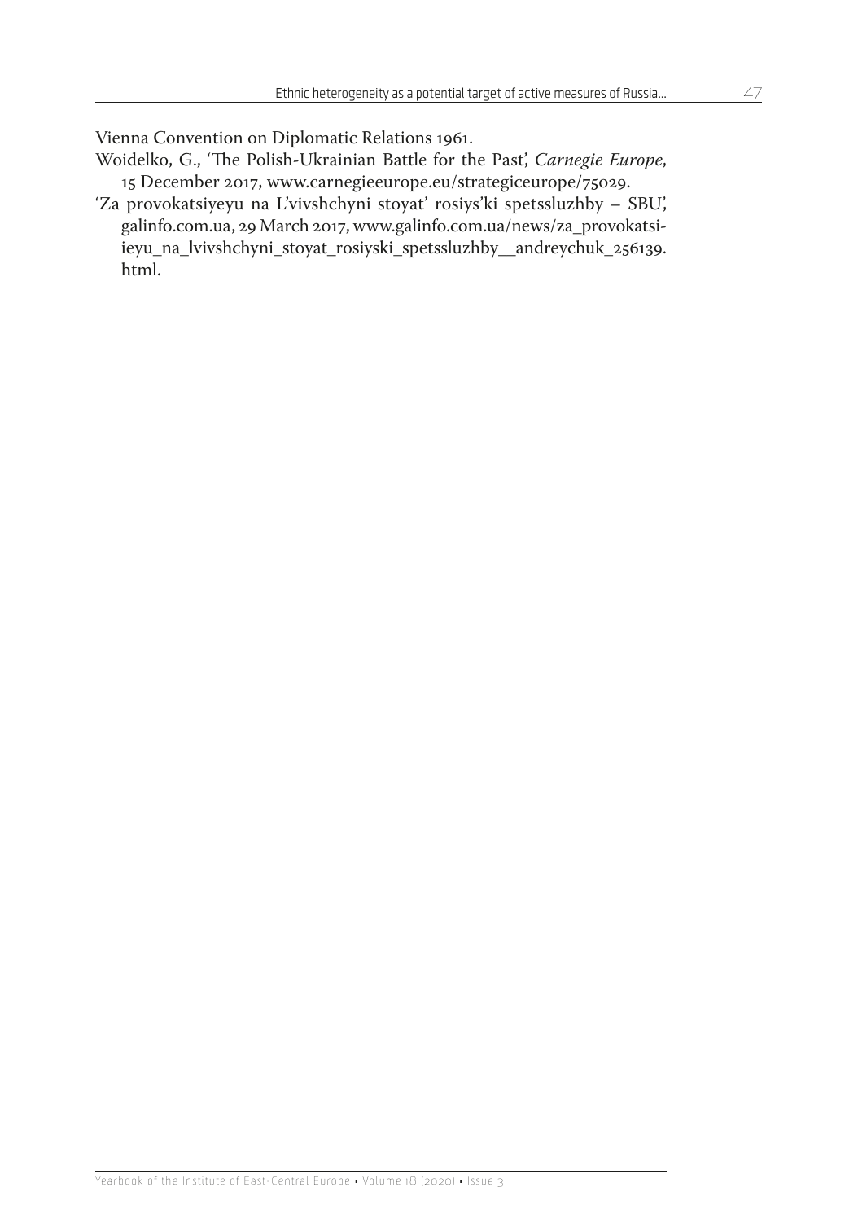Vienna Convention on Diplomatic Relations 1961.

Woidelko, G., 'The Polish-Ukrainian Battle for the Past', *Carnegie Europe*, 15 December 2017, www.carnegieeurope.eu/strategiceurope/75029.

'Za provokatsiyeyu na L'vivshchyni stoyat' rosiys'ki spetssluzhby – SBU', galinfo.com.ua, 29 March 2017, www.galinfo.com.ua/news/za_provokatsiieyu_na_lvivshchyni_stoyat_rosiyski_spetssluzhby__andreychuk_256139.html.